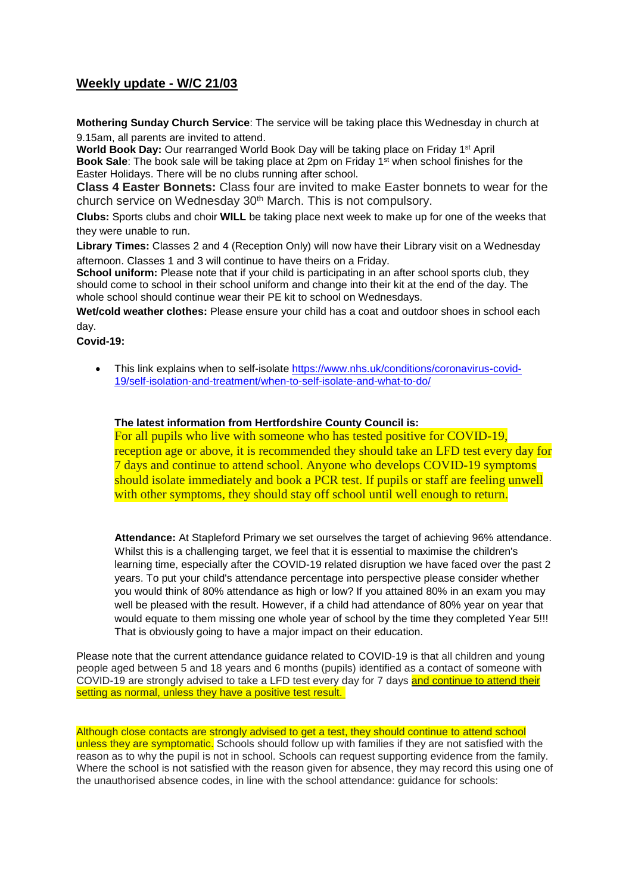## Weekly update - W/C 21/03

**Mothering Sunday Church Service**: The service will be taking place this Wednesday in church at 9.15am, all parents are invited to attend.

**World Book Day:** Our rearranged World Book Day will be taking place on Friday 1st April

**Book Sale**: The book sale will be taking place at 2pm on Friday 1st when school finishes for the Easter Holidays. There will be no clubs running after school.

**Class 4 Easter Bonnets:** Class four are invited to make Easter bonnets to wear for the church service on Wednesday 30th March. This is not compulsory.

**Clubs:** Sports clubs and choir **WILL** be taking place next week to make up for one of the weeks that they were unable to run.

**Library Times:** Classes 2 and 4 (Reception Only) will now have their Library visit on a Wednesday afternoon. Classes 1 and 3 will continue to have theirs on a Friday.

**School uniform:** Please note that if your child is participating in an after school sports club, they should come to school in their school uniform and change into their kit at the end of the day. The whole school should continue wear their PE kit to school on Wednesdays.

**Wet/cold weather clothes:** Please ensure your child has a coat and outdoor shoes in school each day.

**Covid-19:**

- This link explains when to self-isolate https://www.nhs.uk/conditions/coronavirus-covid-19/self-isolation-and-treatment/when-to-self-isolate-and-what-to-do/

**The latest information from Hertfordshire County Council is:**

For all pupils who live with someone who has tested positive for COVID-19, reception age or above, it is recommended they should take an LFD test every day for 7 days and continue to attend school. Anyone who develops COVID-19 symptoms should isolate immediately and book a PCR test. If pupils or staff are feeling unwell with other symptoms, they should stay off school until well enough to return.

**Attendance:** At Stapleford Primary we set ourselves the target of achieving 96% attendance. Whilst this is a challenging target, we feel that it is essential to maximise the children's learning time, especially after the COVID-19 related disruption we have faced over the past 2 years. To put your child's attendance percentage into perspective please consider whether you would think of 80% attendance as high or low? If you attained 80% in an exam you may well be pleased with the result. However, if a child had attendance of 80% year on year that would equate to them missing one whole year of school by the time they completed Year 5!!! That is obviously going to have a major impact on their education.

Please note that the current attendance guidance related to COVID-19 is that all children and young people aged between 5 and 18 years and 6 months (pupils) identified as a contact of someone with COVID-19 are strongly advised to take a LFD test every day for 7 days and continue to attend their setting as normal, unless they have a positive test result.

Although close contacts are strongly advised to get a test, they should continue to attend school unless they are symptomatic. Schools should follow up with families if they are not satisfied with the reason as to why the pupil is not in school. Schools can request supporting evidence from the family. Where the school is not satisfied with the reason given for absence, they may record this using one of the unauthorised absence codes, in line with the school attendance: guidance for schools: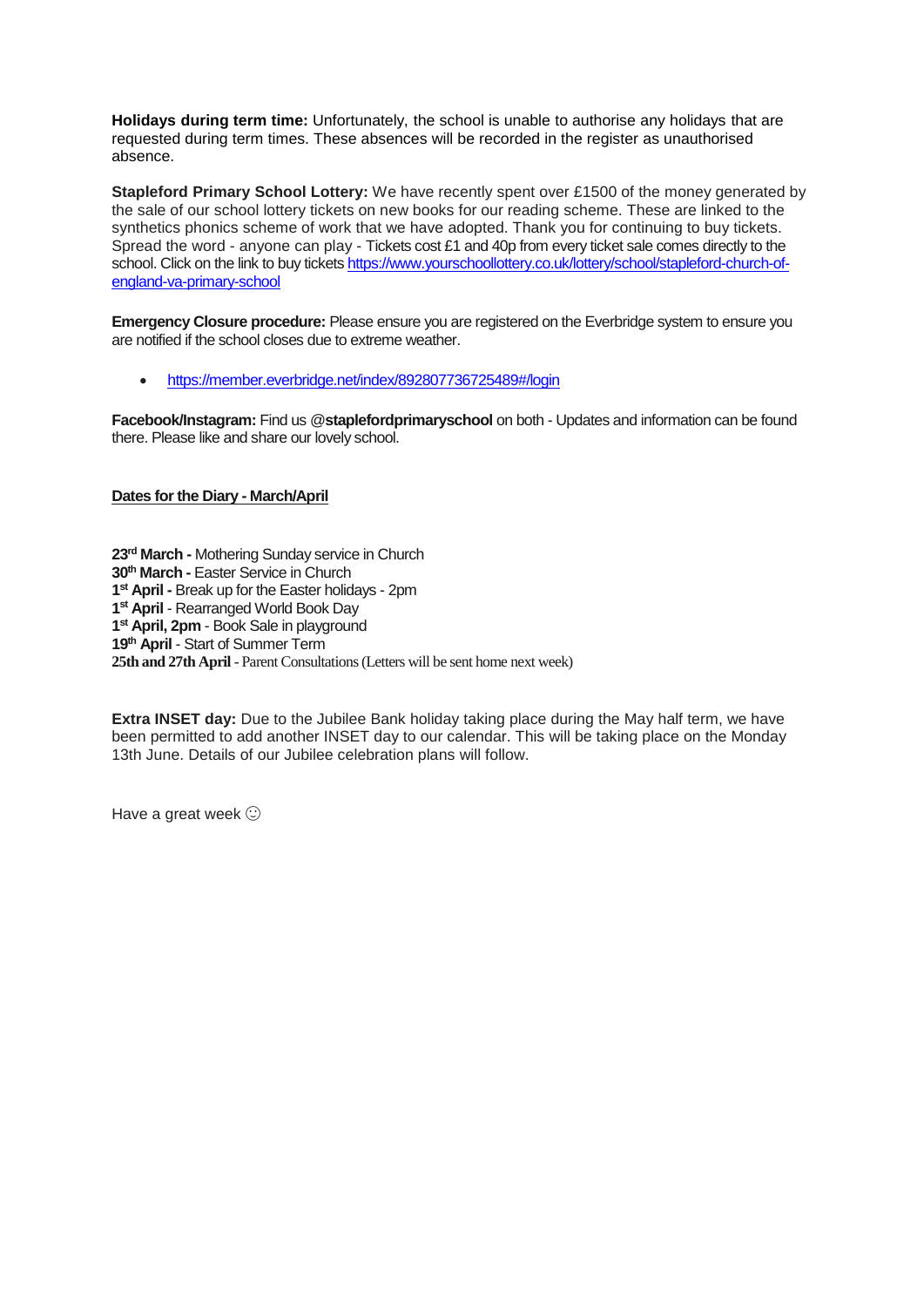**Holidays during term time:** Unfortunately, the school is unable to authorise any holidays that are requested during term times. These absences will be recorded in the register as unauthorised absence.

**Stapleford Primary School Lottery:** We have recently spent over £1500 of the money generated by the sale of our school lottery tickets on new books for our reading scheme. These are linked to the synthetics phonics scheme of work that we have adopted. Thank you for continuing to buy tickets. Spread the word - anyone can play - Tickets cost £1 and 40p from every ticket sale comes directly to the school. Click on the link to buy tickets https://www.yourschoollottery.co.uk/lottery/school/stapleford-church-of-england-va-primary-school

**Emergency Closure procedure:** Please ensure you are registered on the Everbridge system to ensure you are notified if the school closes due to extreme weather.

- https://member.everbridge.net/index/892807736725489#/login

**Facebook/Instagram:** Find us @**staplefordprimaryschool** on both - Updates and information can be found there. Please like and share our lovely school.

**Dates for the Diary - March/April**

**23rd March -** Mothering Sunday service in Church
**30th March -** Easter Service in Church
**1st April -** Break up for the Easter holidays - 2pm
**1st April** - Rearranged World Book Day
**1st April, 2pm** - Book Sale in playground
**19th April** - Start of Summer Term
**25th and 27th April** - Parent Consultations (Letters will be sent home next week)

**Extra INSET day:** Due to the Jubilee Bank holiday taking place during the May half term, we have been permitted to add another INSET day to our calendar. This will be taking place on the Monday 13th June. Details of our Jubilee celebration plans will follow.

Have a great week ☺